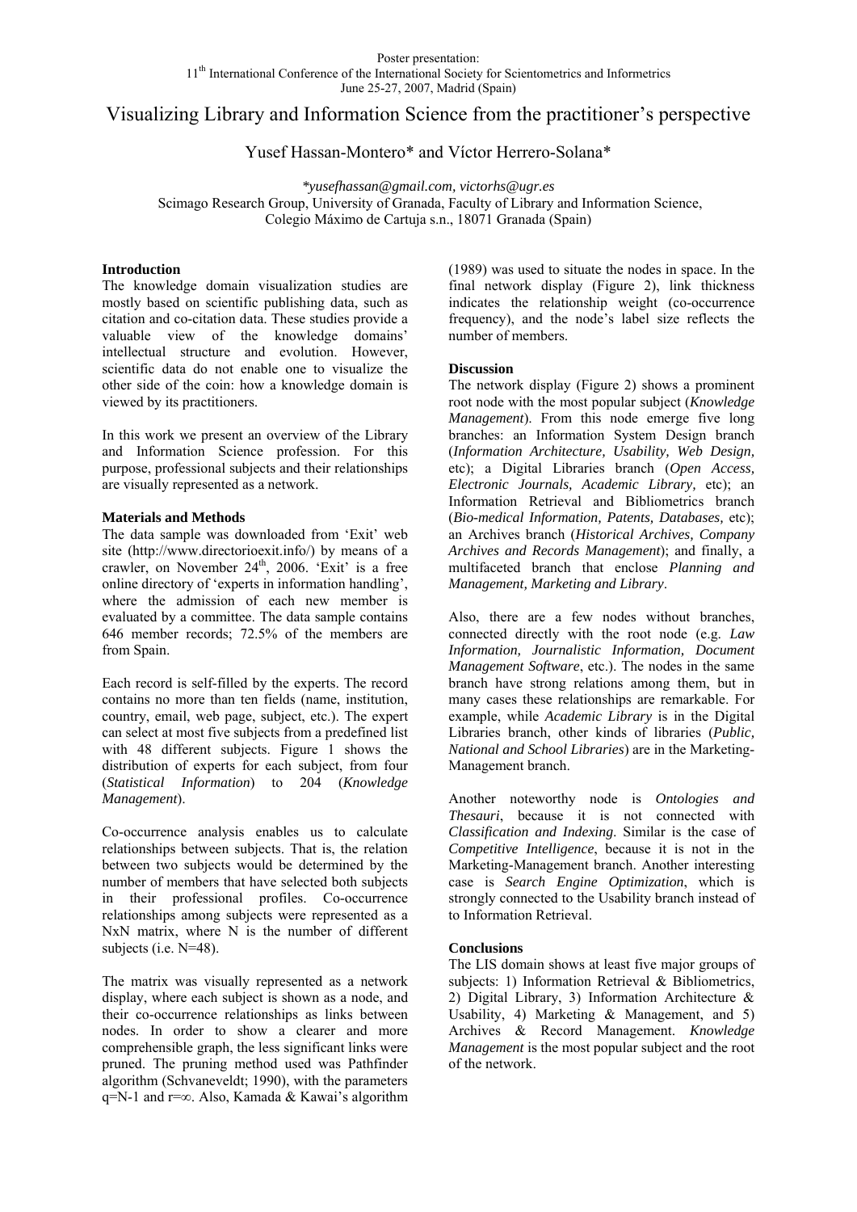Poster presentation:
11th International Conference of the International Society for Scientometrics and Informetrics
June 25-27, 2007, Madrid (Spain)

# Visualizing Library and Information Science from the practitioner's perspective

Yusef Hassan-Montero* and Víctor Herrero-Solana*

**yusefhassan@gmail.com, victorhs@ugr.es*
Scimago Research Group, University of Granada, Faculty of Library and Information Science,
Colegio Máximo de Cartuja s.n., 18071 Granada (Spain)

### Introduction

The knowledge domain visualization studies are mostly based on scientific publishing data, such as citation and co-citation data. These studies provide a valuable view of the knowledge domains' intellectual structure and evolution. However, scientific data do not enable one to visualize the other side of the coin: how a knowledge domain is viewed by its practitioners.

In this work we present an overview of the Library and Information Science profession. For this purpose, professional subjects and their relationships are visually represented as a network.

### Materials and Methods

The data sample was downloaded from 'Exit' web site (http://www.directorioexit.info/) by means of a crawler, on November 24th, 2006. 'Exit' is a free online directory of 'experts in information handling', where the admission of each new member is evaluated by a committee. The data sample contains 646 member records; 72.5% of the members are from Spain.

Each record is self-filled by the experts. The record contains no more than ten fields (name, institution, country, email, web page, subject, etc.). The expert can select at most five subjects from a predefined list with 48 different subjects. Figure 1 shows the distribution of experts for each subject, from four (*Statistical Information*) to 204 (*Knowledge Management*).

Co-occurrence analysis enables us to calculate relationships between subjects. That is, the relation between two subjects would be determined by the number of members that have selected both subjects in their professional profiles. Co-occurrence relationships among subjects were represented as a NxN matrix, where N is the number of different subjects (i.e. N=48).

The matrix was visually represented as a network display, where each subject is shown as a node, and their co-occurrence relationships as links between nodes. In order to show a clearer and more comprehensible graph, the less significant links were pruned. The pruning method used was Pathfinder algorithm (Schvaneveldt; 1990), with the parameters $q=N-1$ and $r=\infty$. Also, Kamada & Kawai's algorithm (1989) was used to situate the nodes in space. In the final network display (Figure 2), link thickness indicates the relationship weight (co-occurrence frequency), and the node's label size reflects the number of members.

### Discussion

The network display (Figure 2) shows a prominent root node with the most popular subject (*Knowledge Management*). From this node emerge five long branches: an Information System Design branch (*Information Architecture, Usability, Web Design,* etc); a Digital Libraries branch (*Open Access, Electronic Journals, Academic Library*, etc); an Information Retrieval and Bibliometrics branch (*Bio-medical Information, Patents, Databases,* etc); an Archives branch (*Historical Archives, Company Archives and Records Management*); and finally, a multifaceted branch that enclose *Planning and Management, Marketing and Library*.

Also, there are a few nodes without branches, connected directly with the root node (e.g. *Law Information, Journalistic Information, Document Management Software*, etc.). The nodes in the same branch have strong relations among them, but in many cases these relationships are remarkable. For example, while *Academic Library* is in the Digital Libraries branch, other kinds of libraries (*Public, National and School Libraries*) are in the Marketing-Management branch.

Another noteworthy node is *Ontologies and Thesauri*, because it is not connected with *Classification and Indexing*. Similar is the case of *Competitive Intelligence*, because it is not in the Marketing-Management branch. Another interesting case is *Search Engine Optimization*, which is strongly connected to the Usability branch instead of to Information Retrieval.

### Conclusions

The LIS domain shows at least five major groups of subjects: 1) Information Retrieval & Bibliometrics, 2) Digital Library, 3) Information Architecture & Usability, 4) Marketing & Management, and 5) Archives & Record Management. *Knowledge Management* is the most popular subject and the root of the network.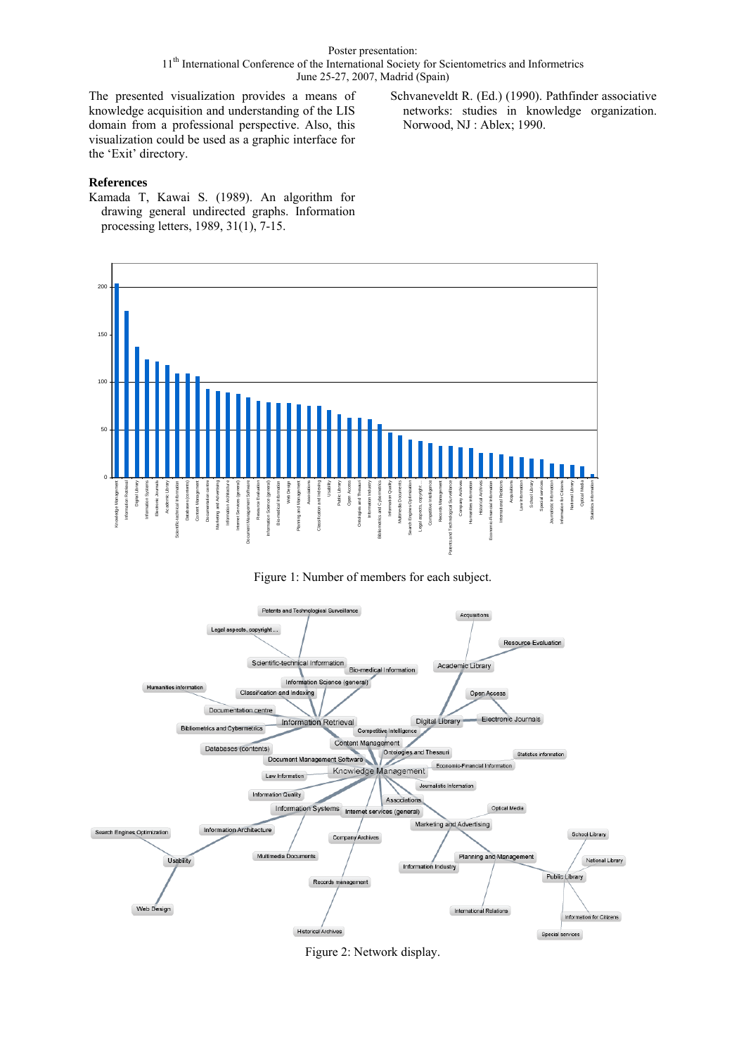Poster presentation:
11th International Conference of the International Society for Scientometrics and Informetrics
June 25-27, 2007, Madrid (Spain)

The presented visualization provides a means of knowledge acquisition and understanding of the LIS domain from a professional perspective. Also, this visualization could be used as a graphic interface for the 'Exit' directory.

## References

Kamada T, Kawai S. (1989). An algorithm for drawing general undirected graphs. Information processing letters, 1989, 31(1), 7-15.

Schvaneveldt R. (Ed.) (1990). Pathfinder associative networks: studies in knowledge organization. Norwood, NJ : Ablex; 1990.

200
150
100
50
0

Knowledge Management
Information Retrieval
Digital Library
Information Systems
Electronic Journals
Academic Library
Scientific-technical Information
Databases (contents)
Content Management
Documentation centre
Marketing and Advertising
Information Architecture
Internet Services (general)
Document Management Software
Resource Evaluation
Information Science (general)
Bio-medical Information
Web Design
Planning and Management
Associations
Classification and Indexing
Usability
Public Library
Open Access
Ontologies and Thesauri
Information Industry
Bibliometrics and Cybermetrics
Information Quality
Multimedia Documents
Search Engines Optimization
Legal aspects, copyright...
Competitive Intelligence
Records Management
Patents and Technological Surveillance
Company Archives
Humanities information
Historical Archives
Economic-Financial Information
International Relations
Acquisitions
Law Information
School Library
Special services
Journalistic information
Information for Citizens
National Library
Optical Media
Statistics information

Figure 1: Number of members for each subject.

Patents and Technological Surveillance
Legal aspects, copyright...
Scientific-technical Information
Bio-medical Information
Information Science (general)
Humanities information
Classification and indexing
Documentation centre
Information Retrieval
Bibliometrics and Cybermetrics
Competitive Intelligence
Content Management
Databases (contents)
Document Management Software
Ontologies and Thesauri
Knowledge Management
Law Information
Journalistic Information
Information Quality
Associations
Information Systems
Internet services (general)
Information Architecture
Search Engines Optimization
Usability
Web Design
Multimedia Documents
Company Archives
Records management
Historical Archives
Acquisitions
Resource Evaluation
Academic Library
Open Access
Digital Library
Electronic Journals
Statistics information
Economic-Financial Information
Optical Media
Marketing and Advertising
Planning and Management
Information Industry
International Relations
School Library
National Library
Public Library
Information for Citizens
Special services

Figure 2: Network display.